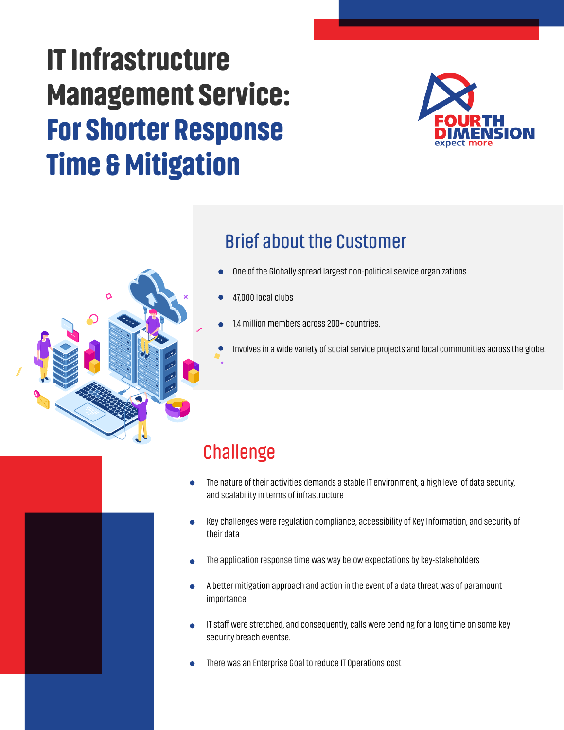# IT Infrastructure Management Service: For Shorter Response Time & Mitigation

FOURTH DIMENSION
expect more

## Brief about the Customer

- One of the Globally spread largest non-political service organizations
- 47,000 local clubs
- 1.4 million members across 200+ countries.
- Involves in a wide variety of social service projects and local communities across the globe.

## Challenge

- The nature of their activities demands a stable IT environment, a high level of data security, and scalability in terms of infrastructure
- Key challenges were regulation compliance, accessibility of Key Information, and security of their data
- The application response time was way below expectations by key-stakeholders
- A better mitigation approach and action in the event of a data threat was of paramount importance
- IT staff were stretched, and consequently, calls were pending for a long time on some key security breach eventse.
- There was an Enterprise Goal to reduce IT Operations cost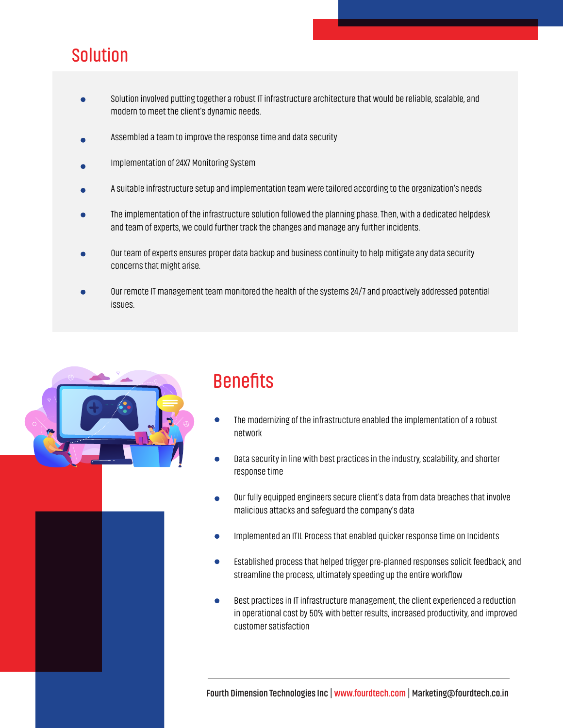## Solution

- Solution involved putting together a robust IT infrastructure architecture that would be reliable, scalable, and modern to meet the client's dynamic needs.
- Assembled a team to improve the response time and data security
- Implementation of 24X7 Monitoring System
- A suitable infrastructure setup and implementation team were tailored according to the organization's needs
- The implementation of the infrastructure solution followed the planning phase. Then, with a dedicated helpdesk and team of experts, we could further track the changes and manage any further incidents.
- Our team of experts ensures proper data backup and business continuity to help mitigate any data security concerns that might arise.
- Our remote IT management team monitored the health of the systems 24/7 and proactively addressed potential issues.

## Benefits

- The modernizing of the infrastructure enabled the implementation of a robust network
- Data security in line with best practices in the industry, scalability, and shorter response time
- Our fully equipped engineers secure client's data from data breaches that involve malicious attacks and safeguard the company's data
- Implemented an ITIL Process that enabled quicker response time on Incidents
- Established process that helped trigger pre-planned responses solicit feedback, and streamline the process, ultimately speeding up the entire workflow
- Best practices in IT infrastructure management, the client experienced a reduction in operational cost by 50% with better results, increased productivity, and improved customer satisfaction

Fourth Dimension Technologies Inc | www.fourdtech.com | Marketing@fourdtech.co.in